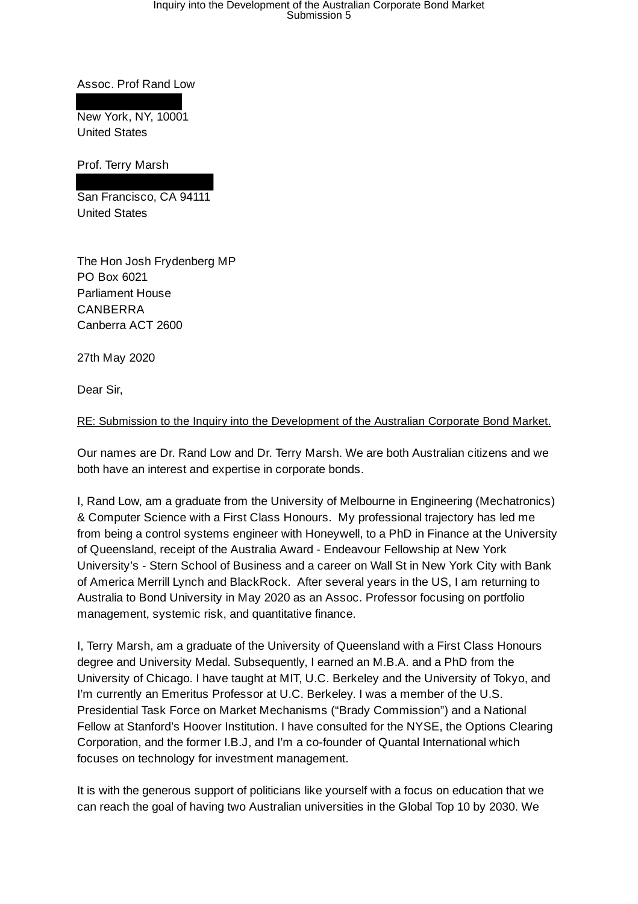Assoc. Prof Rand Low

New York, NY, 10001
United States

Prof. Terry Marsh

San Francisco, CA 94111
United States

The Hon Josh Frydenberg MP
PO Box 6021
Parliament House
CANBERRA
Canberra ACT 2600

27th May 2020

Dear Sir,

RE: Submission to the Inquiry into the Development of the Australian Corporate Bond Market.

Our names are Dr. Rand Low and Dr. Terry Marsh. We are both Australian citizens and we both have an interest and expertise in corporate bonds.

I, Rand Low, am a graduate from the University of Melbourne in Engineering (Mechatronics) & Computer Science with a First Class Honours. My professional trajectory has led me from being a control systems engineer with Honeywell, to a PhD in Finance at the University of Queensland, receipt of the Australia Award - Endeavour Fellowship at New York University's - Stern School of Business and a career on Wall St in New York City with Bank of America Merrill Lynch and BlackRock. After several years in the US, I am returning to Australia to Bond University in May 2020 as an Assoc. Professor focusing on portfolio management, systemic risk, and quantitative finance.

I, Terry Marsh, am a graduate of the University of Queensland with a First Class Honours degree and University Medal. Subsequently, I earned an M.B.A. and a PhD from the University of Chicago. I have taught at MIT, U.C. Berkeley and the University of Tokyo, and I'm currently an Emeritus Professor at U.C. Berkeley. I was a member of the U.S. Presidential Task Force on Market Mechanisms ("Brady Commission") and a National Fellow at Stanford's Hoover Institution. I have consulted for the NYSE, the Options Clearing Corporation, and the former I.B.J, and I'm a co-founder of Quantal International which focuses on technology for investment management.

It is with the generous support of politicians like yourself with a focus on education that we can reach the goal of having two Australian universities in the Global Top 10 by 2030. We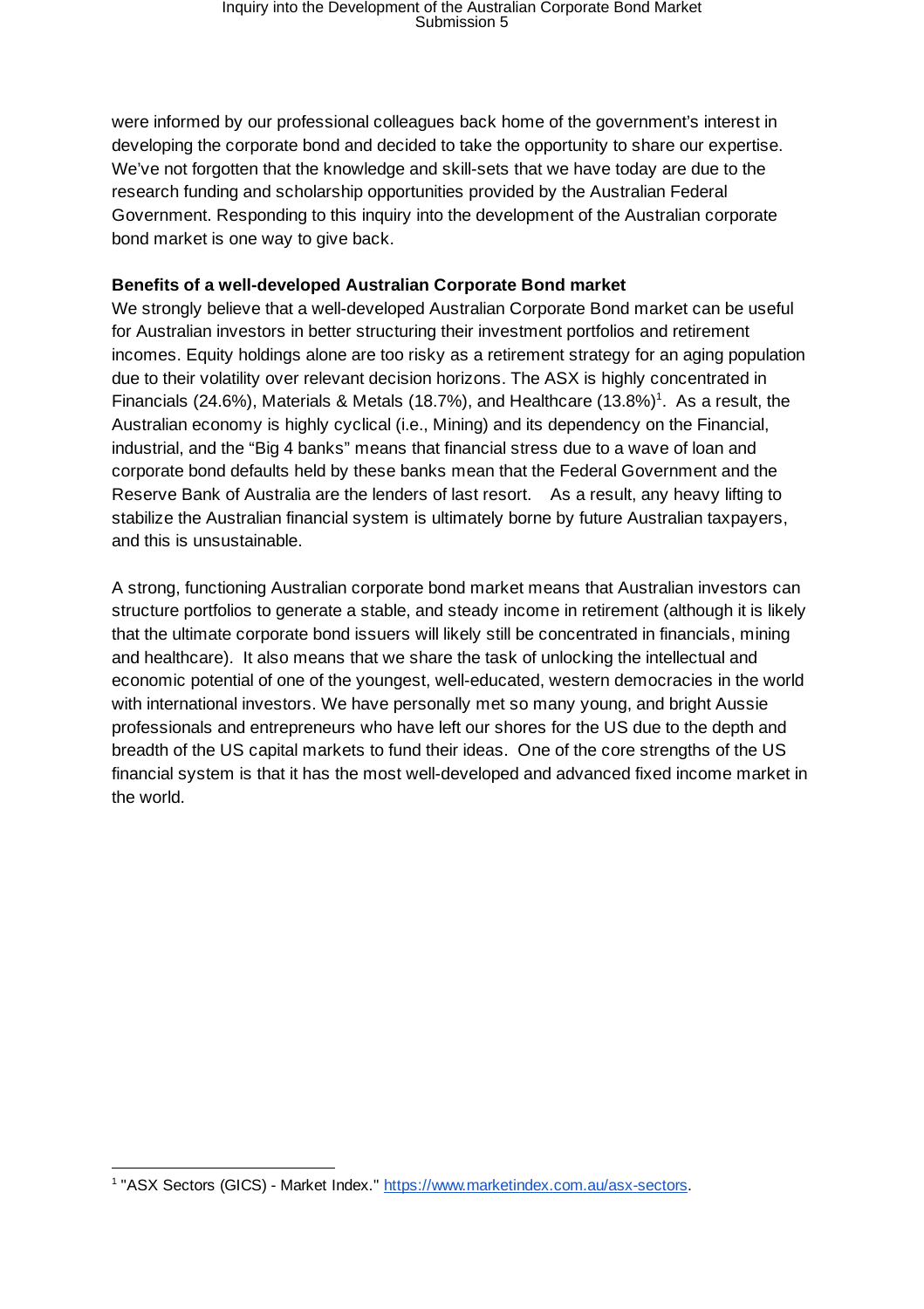were informed by our professional colleagues back home of the government's interest in developing the corporate bond and decided to take the opportunity to share our expertise. We've not forgotten that the knowledge and skill-sets that we have today are due to the research funding and scholarship opportunities provided by the Australian Federal Government. Responding to this inquiry into the development of the Australian corporate bond market is one way to give back.

**Benefits of a well-developed Australian Corporate Bond market**

We strongly believe that a well-developed Australian Corporate Bond market can be useful for Australian investors in better structuring their investment portfolios and retirement incomes. Equity holdings alone are too risky as a retirement strategy for an aging population due to their volatility over relevant decision horizons. The ASX is highly concentrated in Financials (24.6%), Materials & Metals (18.7%), and Healthcare (13.8%)[1]. As a result, the Australian economy is highly cyclical (i.e., Mining) and its dependency on the Financial, industrial, and the "Big 4 banks" means that financial stress due to a wave of loan and corporate bond defaults held by these banks mean that the Federal Government and the Reserve Bank of Australia are the lenders of last resort. As a result, any heavy lifting to stabilize the Australian financial system is ultimately borne by future Australian taxpayers, and this is unsustainable.

A strong, functioning Australian corporate bond market means that Australian investors can structure portfolios to generate a stable, and steady income in retirement (although it is likely that the ultimate corporate bond issuers will likely still be concentrated in financials, mining and healthcare). It also means that we share the task of unlocking the intellectual and economic potential of one of the youngest, well-educated, western democracies in the world with international investors. We have personally met so many young, and bright Aussie professionals and entrepreneurs who have left our shores for the US due to the depth and breadth of the US capital markets to fund their ideas. One of the core strengths of the US financial system is that it has the most well-developed and advanced fixed income market in the world.

[1] "ASX Sectors (GICS) - Market Index." https://www.marketindex.com.au/asx-sectors.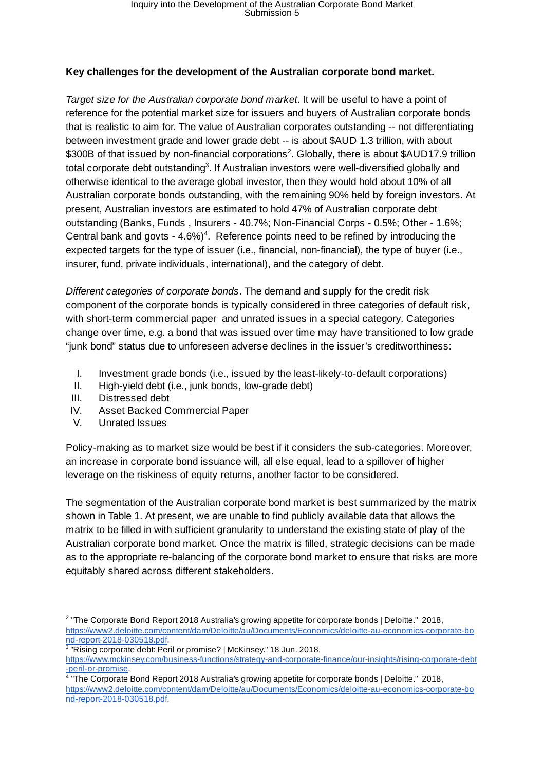**Key challenges for the development of the Australian corporate bond market.**

*Target size for the Australian corporate bond market*. It will be useful to have a point of reference for the potential market size for issuers and buyers of Australian corporate bonds that is realistic to aim for. The value of Australian corporates outstanding -- not differentiating between investment grade and lower grade debt -- is about $AUD 1.3 trillion, with about $300B of that issued by non-financial corporations[2]. Globally, there is about $AUD17.9 trillion total corporate debt outstanding[3]. If Australian investors were well-diversified globally and otherwise identical to the average global investor, then they would hold about 10% of all Australian corporate bonds outstanding, with the remaining 90% held by foreign investors. At present, Australian investors are estimated to hold 47% of Australian corporate debt outstanding (Banks, Funds , Insurers - 40.7%; Non-Financial Corps - 0.5%; Other - 1.6%; Central bank and govts - 4.6%)[4]. Reference points need to be refined by introducing the expected targets for the type of issuer (i.e., financial, non-financial), the type of buyer (i.e., insurer, fund, private individuals, international), and the category of debt.

*Different categories of corporate bonds*. The demand and supply for the credit risk component of the corporate bonds is typically considered in three categories of default risk, with short-term commercial paper and unrated issues in a special category. Categories change over time, e.g. a bond that was issued over time may have transitioned to low grade "junk bond" status due to unforeseen adverse declines in the issuer's creditworthiness:

I. Investment grade bonds (i.e., issued by the least-likely-to-default corporations)
II. High-yield debt (i.e., junk bonds, low-grade debt)
III. Distressed debt
IV. Asset Backed Commercial Paper
V. Unrated Issues

Policy-making as to market size would be best if it considers the sub-categories. Moreover, an increase in corporate bond issuance will, all else equal, lead to a spillover of higher leverage on the riskiness of equity returns, another factor to be considered.

The segmentation of the Australian corporate bond market is best summarized by the matrix shown in Table 1. At present, we are unable to find publicly available data that allows the matrix to be filled in with sufficient granularity to understand the existing state of play of the Australian corporate bond market. Once the matrix is filled, strategic decisions can be made as to the appropriate re-balancing of the corporate bond market to ensure that risks are more equitably shared across different stakeholders.

---

[2] "The Corporate Bond Report 2018 Australia's growing appetite for corporate bonds | Deloitte." 2018, https://www2.deloitte.com/content/dam/Deloitte/au/Documents/Economics/deloitte-au-economics-corporate-bond-report-2018-030518.pdf.

[3] "Rising corporate debt: Peril or promise? | McKinsey." 18 Jun. 2018, https://www.mckinsey.com/business-functions/strategy-and-corporate-finance/our-insights/rising-corporate-debt-peril-or-promise.

[4] "The Corporate Bond Report 2018 Australia's growing appetite for corporate bonds | Deloitte." 2018, https://www2.deloitte.com/content/dam/Deloitte/au/Documents/Economics/deloitte-au-economics-corporate-bond-report-2018-030518.pdf.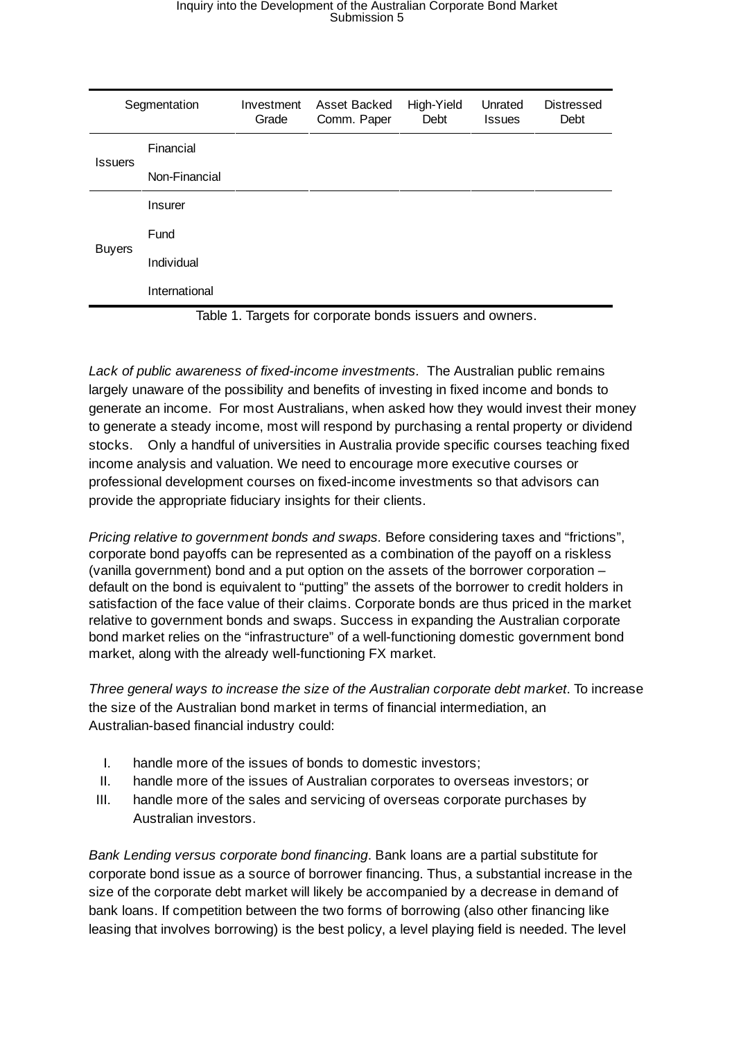| Segmentation | | Investment Grade | Asset Backed Comm. Paper | High-Yield Debt | Unrated Issues | Distressed Debt |
|---|---|---|---|---|---|---|
| Issuers | Financial | | | | | |
| | Non-Financial | | | | | |
| Buyers | Insurer | | | | | |
| | Fund | | | | | |
| | Individual | | | | | |
| | International | | | | | |

Table 1. Targets for corporate bonds issuers and owners.

*Lack of public awareness of fixed-income investments.* The Australian public remains largely unaware of the possibility and benefits of investing in fixed income and bonds to generate an income. For most Australians, when asked how they would invest their money to generate a steady income, most will respond by purchasing a rental property or dividend stocks. Only a handful of universities in Australia provide specific courses teaching fixed income analysis and valuation. We need to encourage more executive courses or professional development courses on fixed-income investments so that advisors can provide the appropriate fiduciary insights for their clients.

*Pricing relative to government bonds and swaps.* Before considering taxes and "frictions", corporate bond payoffs can be represented as a combination of the payoff on a riskless (vanilla government) bond and a put option on the assets of the borrower corporation – default on the bond is equivalent to "putting" the assets of the borrower to credit holders in satisfaction of the face value of their claims. Corporate bonds are thus priced in the market relative to government bonds and swaps. Success in expanding the Australian corporate bond market relies on the "infrastructure" of a well-functioning domestic government bond market, along with the already well-functioning FX market.

*Three general ways to increase the size of the Australian corporate debt market*. To increase the size of the Australian bond market in terms of financial intermediation, an Australian-based financial industry could:

I. handle more of the issues of bonds to domestic investors;
II. handle more of the issues of Australian corporates to overseas investors; or
III. handle more of the sales and servicing of overseas corporate purchases by Australian investors.

*Bank Lending versus corporate bond financing*. Bank loans are a partial substitute for corporate bond issue as a source of borrower financing. Thus, a substantial increase in the size of the corporate debt market will likely be accompanied by a decrease in demand of bank loans. If competition between the two forms of borrowing (also other financing like leasing that involves borrowing) is the best policy, a level playing field is needed. The level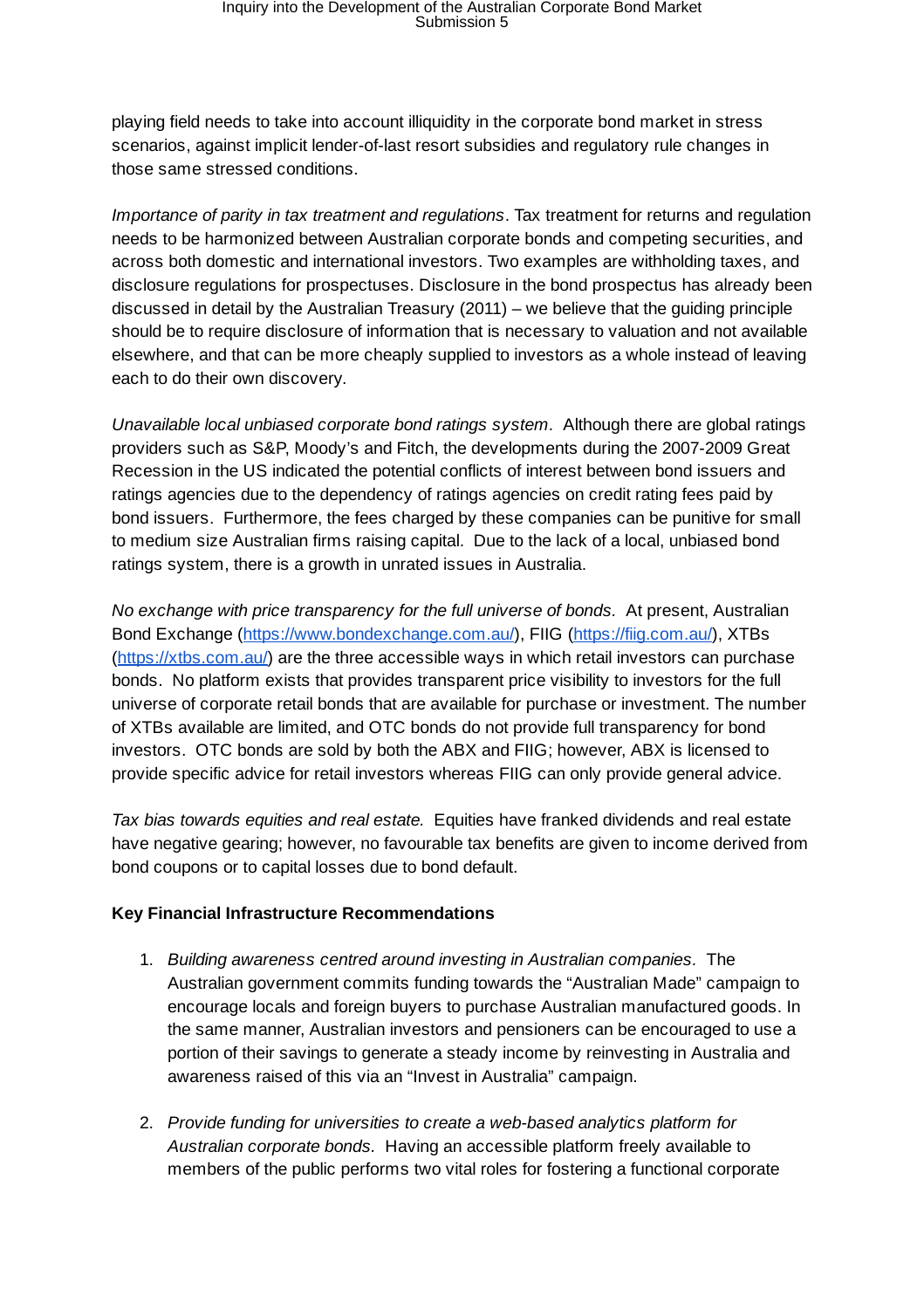playing field needs to take into account illiquidity in the corporate bond market in stress scenarios, against implicit lender-of-last resort subsidies and regulatory rule changes in those same stressed conditions.

*Importance of parity in tax treatment and regulations*. Tax treatment for returns and regulation needs to be harmonized between Australian corporate bonds and competing securities, and across both domestic and international investors. Two examples are withholding taxes, and disclosure regulations for prospectuses. Disclosure in the bond prospectus has already been discussed in detail by the Australian Treasury (2011) – we believe that the guiding principle should be to require disclosure of information that is necessary to valuation and not available elsewhere, and that can be more cheaply supplied to investors as a whole instead of leaving each to do their own discovery.

*Unavailable local unbiased corporate bond ratings system.* Although there are global ratings providers such as S&P, Moody's and Fitch, the developments during the 2007-2009 Great Recession in the US indicated the potential conflicts of interest between bond issuers and ratings agencies due to the dependency of ratings agencies on credit rating fees paid by bond issuers. Furthermore, the fees charged by these companies can be punitive for small to medium size Australian firms raising capital. Due to the lack of a local, unbiased bond ratings system, there is a growth in unrated issues in Australia.

*No exchange with price transparency for the full universe of bonds.* At present, Australian Bond Exchange (https://www.bondexchange.com.au/), FIIG (https://fiig.com.au/), XTBs (https://xtbs.com.au/) are the three accessible ways in which retail investors can purchase bonds. No platform exists that provides transparent price visibility to investors for the full universe of corporate retail bonds that are available for purchase or investment. The number of XTBs available are limited, and OTC bonds do not provide full transparency for bond investors. OTC bonds are sold by both the ABX and FIIG; however, ABX is licensed to provide specific advice for retail investors whereas FIIG can only provide general advice.

*Tax bias towards equities and real estate.* Equities have franked dividends and real estate have negative gearing; however, no favourable tax benefits are given to income derived from bond coupons or to capital losses due to bond default.

**Key Financial Infrastructure Recommendations**

1. *Building awareness centred around investing in Australian companies.* The Australian government commits funding towards the "Australian Made" campaign to encourage locals and foreign buyers to purchase Australian manufactured goods. In the same manner, Australian investors and pensioners can be encouraged to use a portion of their savings to generate a steady income by reinvesting in Australia and awareness raised of this via an "Invest in Australia" campaign.

2. *Provide funding for universities to create a web-based analytics platform for Australian corporate bonds.* Having an accessible platform freely available to members of the public performs two vital roles for fostering a functional corporate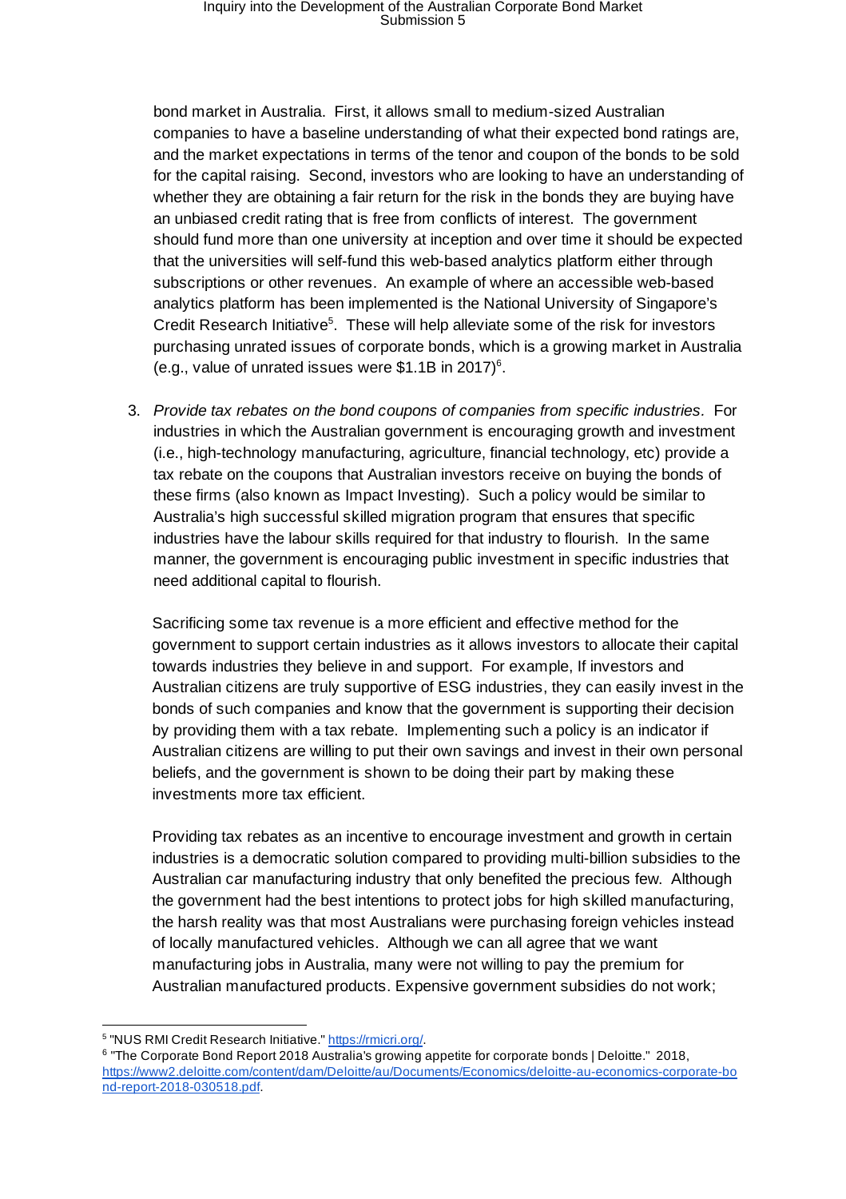bond market in Australia. First, it allows small to medium-sized Australian companies to have a baseline understanding of what their expected bond ratings are, and the market expectations in terms of the tenor and coupon of the bonds to be sold for the capital raising. Second, investors who are looking to have an understanding of whether they are obtaining a fair return for the risk in the bonds they are buying have an unbiased credit rating that is free from conflicts of interest. The government should fund more than one university at inception and over time it should be expected that the universities will self-fund this web-based analytics platform either through subscriptions or other revenues. An example of where an accessible web-based analytics platform has been implemented is the National University of Singapore's Credit Research Initiative[5]. These will help alleviate some of the risk for investors purchasing unrated issues of corporate bonds, which is a growing market in Australia (e.g., value of unrated issues were $1.1B in 2017)[6].

3. *Provide tax rebates on the bond coupons of companies from specific industries.* For industries in which the Australian government is encouraging growth and investment (i.e., high-technology manufacturing, agriculture, financial technology, etc) provide a tax rebate on the coupons that Australian investors receive on buying the bonds of these firms (also known as Impact Investing). Such a policy would be similar to Australia's high successful skilled migration program that ensures that specific industries have the labour skills required for that industry to flourish. In the same manner, the government is encouraging public investment in specific industries that need additional capital to flourish.

   Sacrificing some tax revenue is a more efficient and effective method for the government to support certain industries as it allows investors to allocate their capital towards industries they believe in and support. For example, If investors and Australian citizens are truly supportive of ESG industries, they can easily invest in the bonds of such companies and know that the government is supporting their decision by providing them with a tax rebate. Implementing such a policy is an indicator if Australian citizens are willing to put their own savings and invest in their own personal beliefs, and the government is shown to be doing their part by making these investments more tax efficient.

   Providing tax rebates as an incentive to encourage investment and growth in certain industries is a democratic solution compared to providing multi-billion subsidies to the Australian car manufacturing industry that only benefited the precious few. Although the government had the best intentions to protect jobs for high skilled manufacturing, the harsh reality was that most Australians were purchasing foreign vehicles instead of locally manufactured vehicles. Although we can all agree that we want manufacturing jobs in Australia, many were not willing to pay the premium for Australian manufactured products. Expensive government subsidies do not work;

---

[5] "NUS RMI Credit Research Initiative." https://rmicri.org/.

[6] "The Corporate Bond Report 2018 Australia's growing appetite for corporate bonds | Deloitte." 2018, https://www2.deloitte.com/content/dam/Deloitte/au/Documents/Economics/deloitte-au-economics-corporate-bond-report-2018-030518.pdf.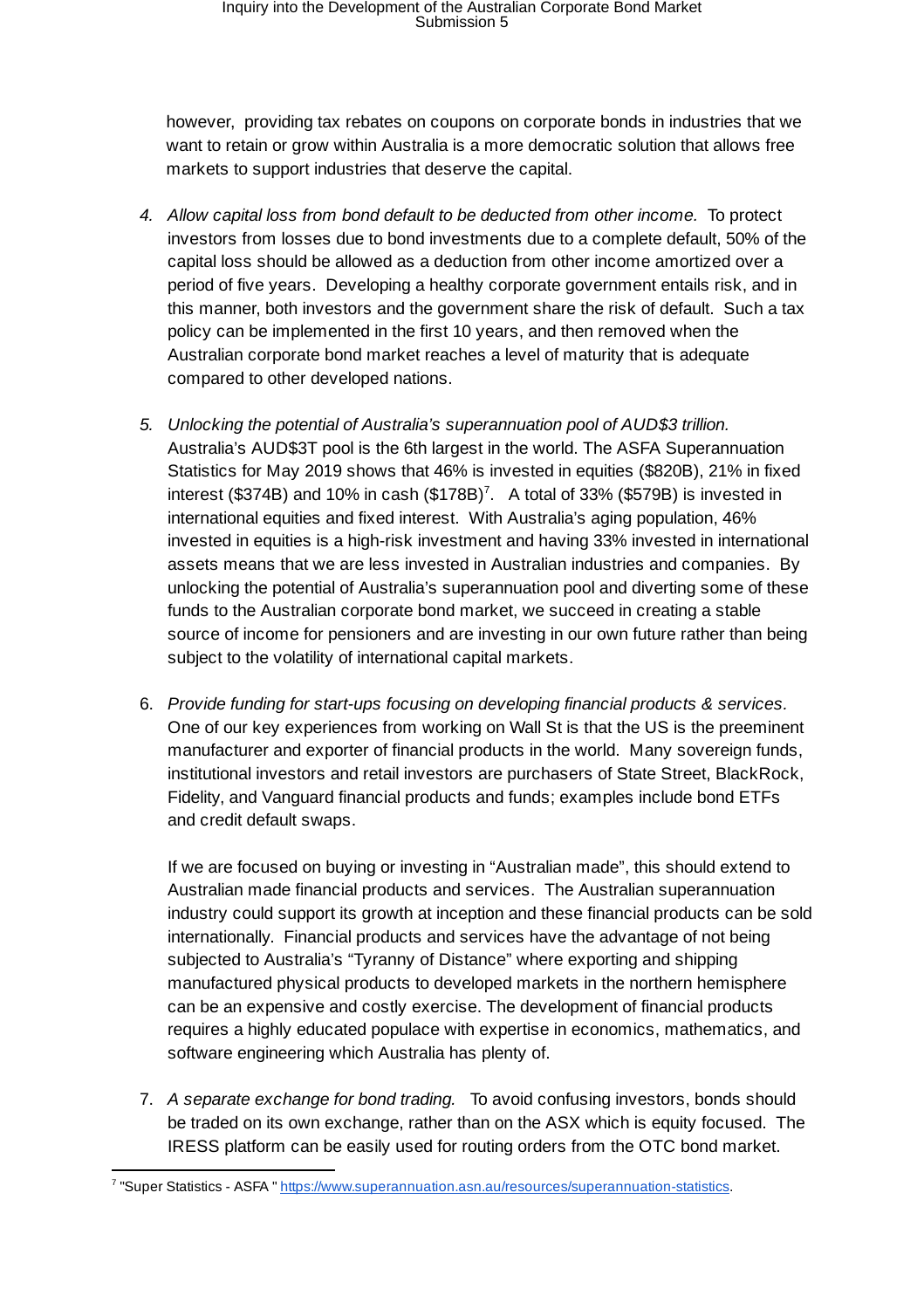however, providing tax rebates on coupons on corporate bonds in industries that we want to retain or grow within Australia is a more democratic solution that allows free markets to support industries that deserve the capital.

4. *Allow capital loss from bond default to be deducted from other income.* To protect investors from losses due to bond investments due to a complete default, 50% of the capital loss should be allowed as a deduction from other income amortized over a period of five years. Developing a healthy corporate government entails risk, and in this manner, both investors and the government share the risk of default. Such a tax policy can be implemented in the first 10 years, and then removed when the Australian corporate bond market reaches a level of maturity that is adequate compared to other developed nations.

5. *Unlocking the potential of Australia's superannuation pool of AUD$3 trillion.* Australia's AUD$3T pool is the 6th largest in the world. The ASFA Superannuation Statistics for May 2019 shows that 46% is invested in equities ($820B), 21% in fixed interest ($374B) and 10% in cash ($178B)[7]. A total of 33% ($579B) is invested in international equities and fixed interest. With Australia's aging population, 46% invested in equities is a high-risk investment and having 33% invested in international assets means that we are less invested in Australian industries and companies. By unlocking the potential of Australia's superannuation pool and diverting some of these funds to the Australian corporate bond market, we succeed in creating a stable source of income for pensioners and are investing in our own future rather than being subject to the volatility of international capital markets.

6. *Provide funding for start-ups focusing on developing financial products & services.* One of our key experiences from working on Wall St is that the US is the preeminent manufacturer and exporter of financial products in the world. Many sovereign funds, institutional investors and retail investors are purchasers of State Street, BlackRock, Fidelity, and Vanguard financial products and funds; examples include bond ETFs and credit default swaps.

   If we are focused on buying or investing in "Australian made", this should extend to Australian made financial products and services. The Australian superannuation industry could support its growth at inception and these financial products can be sold internationally. Financial products and services have the advantage of not being subjected to Australia's "Tyranny of Distance" where exporting and shipping manufactured physical products to developed markets in the northern hemisphere can be an expensive and costly exercise. The development of financial products requires a highly educated populace with expertise in economics, mathematics, and software engineering which Australia has plenty of.

7. *A separate exchange for bond trading.* To avoid confusing investors, bonds should be traded on its own exchange, rather than on the ASX which is equity focused. The IRESS platform can be easily used for routing orders from the OTC bond market.

[7] "Super Statistics - ASFA " https://www.superannuation.asn.au/resources/superannuation-statistics.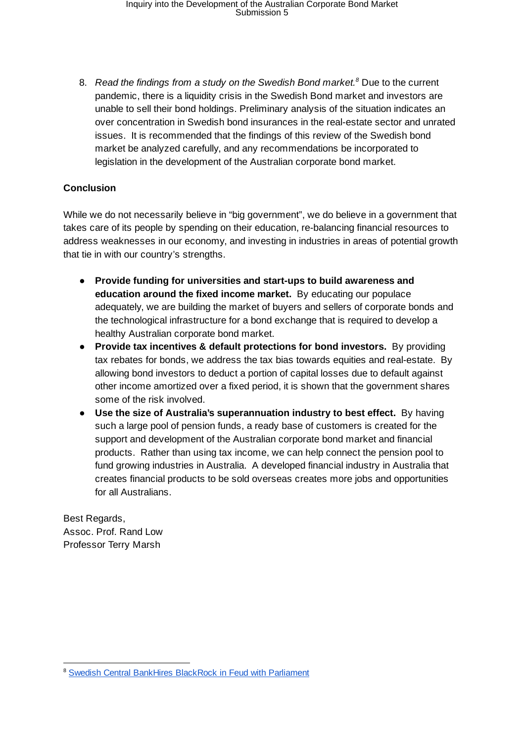8. *Read the findings from a study on the Swedish Bond market.*[8] Due to the current pandemic, there is a liquidity crisis in the Swedish Bond market and investors are unable to sell their bond holdings. Preliminary analysis of the situation indicates an over concentration in Swedish bond insurances in the real-estate sector and unrated issues. It is recommended that the findings of this review of the Swedish bond market be analyzed carefully, and any recommendations be incorporated to legislation in the development of the Australian corporate bond market.

**Conclusion**

While we do not necessarily believe in "big government", we do believe in a government that takes care of its people by spending on their education, re-balancing financial resources to address weaknesses in our economy, and investing in industries in areas of potential growth that tie in with our country's strengths.

- **Provide funding for universities and start-ups to build awareness and education around the fixed income market.** By educating our populace adequately, we are building the market of buyers and sellers of corporate bonds and the technological infrastructure for a bond exchange that is required to develop a healthy Australian corporate bond market.
- **Provide tax incentives & default protections for bond investors.** By providing tax rebates for bonds, we address the tax bias towards equities and real-estate. By allowing bond investors to deduct a portion of capital losses due to default against other income amortized over a fixed period, it is shown that the government shares some of the risk involved.
- **Use the size of Australia's superannuation industry to best effect.** By having such a large pool of pension funds, a ready base of customers is created for the support and development of the Australian corporate bond market and financial products. Rather than using tax income, we can help connect the pension pool to fund growing industries in Australia. A developed financial industry in Australia that creates financial products to be sold overseas creates more jobs and opportunities for all Australians.

Best Regards,
Assoc. Prof. Rand Low
Professor Terry Marsh

[8] Swedish Central BankHires BlackRock in Feud with Parliament